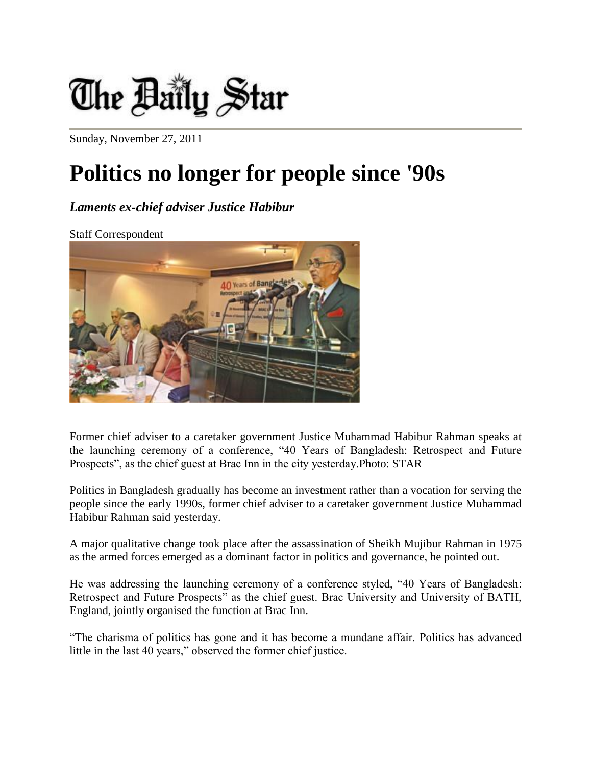# The Daily Star

Sunday, November 27, 2011

# Politics no longer for people since '90s

***Laments ex-chief adviser Justice Habibur***

Staff Correspondent

Former chief adviser to a caretaker government Justice Muhammad Habibur Rahman speaks at the launching ceremony of a conference, "40 Years of Bangladesh: Retrospect and Future Prospects", as the chief guest at Brac Inn in the city yesterday.Photo: STAR

Politics in Bangladesh gradually has become an investment rather than a vocation for serving the people since the early 1990s, former chief adviser to a caretaker government Justice Muhammad Habibur Rahman said yesterday.

A major qualitative change took place after the assassination of Sheikh Mujibur Rahman in 1975 as the armed forces emerged as a dominant factor in politics and governance, he pointed out.

He was addressing the launching ceremony of a conference styled, "40 Years of Bangladesh: Retrospect and Future Prospects" as the chief guest. Brac University and University of BATH, England, jointly organised the function at Brac Inn.

"The charisma of politics has gone and it has become a mundane affair. Politics has advanced little in the last 40 years," observed the former chief justice.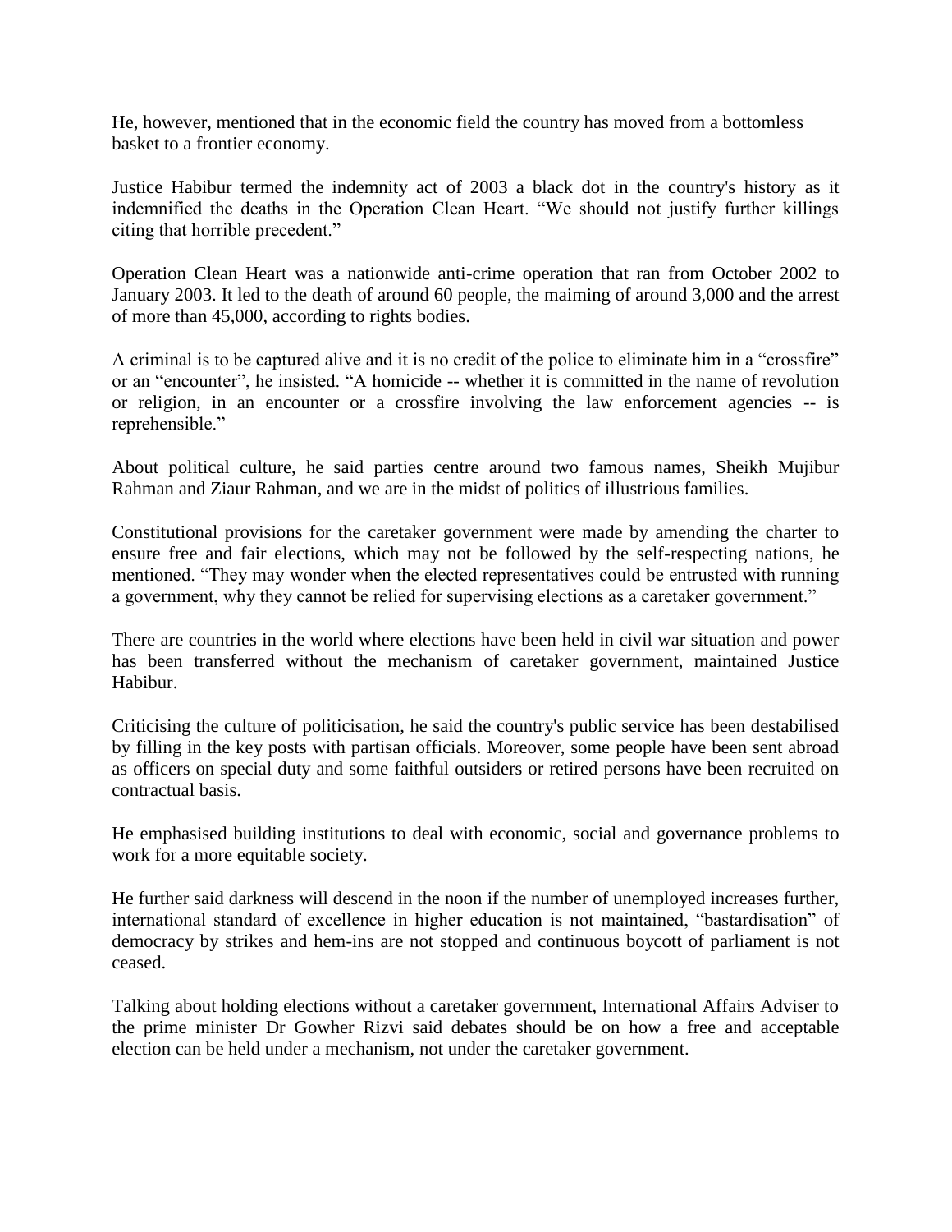He, however, mentioned that in the economic field the country has moved from a bottomless basket to a frontier economy.

Justice Habibur termed the indemnity act of 2003 a black dot in the country's history as it indemnified the deaths in the Operation Clean Heart. “We should not justify further killings citing that horrible precedent.”

Operation Clean Heart was a nationwide anti-crime operation that ran from October 2002 to January 2003. It led to the death of around 60 people, the maiming of around 3,000 and the arrest of more than 45,000, according to rights bodies.

A criminal is to be captured alive and it is no credit of the police to eliminate him in a “crossfire” or an “encounter”, he insisted. “A homicide -- whether it is committed in the name of revolution or religion, in an encounter or a crossfire involving the law enforcement agencies -- is reprehensible.”

About political culture, he said parties centre around two famous names, Sheikh Mujibur Rahman and Ziaur Rahman, and we are in the midst of politics of illustrious families.

Constitutional provisions for the caretaker government were made by amending the charter to ensure free and fair elections, which may not be followed by the self-respecting nations, he mentioned. “They may wonder when the elected representatives could be entrusted with running a government, why they cannot be relied for supervising elections as a caretaker government.”

There are countries in the world where elections have been held in civil war situation and power has been transferred without the mechanism of caretaker government, maintained Justice Habibur.

Criticising the culture of politicisation, he said the country's public service has been destabilised by filling in the key posts with partisan officials. Moreover, some people have been sent abroad as officers on special duty and some faithful outsiders or retired persons have been recruited on contractual basis.

He emphasised building institutions to deal with economic, social and governance problems to work for a more equitable society.

He further said darkness will descend in the noon if the number of unemployed increases further, international standard of excellence in higher education is not maintained, “bastardisation” of democracy by strikes and hem-ins are not stopped and continuous boycott of parliament is not ceased.

Talking about holding elections without a caretaker government, International Affairs Adviser to the prime minister Dr Gowher Rizvi said debates should be on how a free and acceptable election can be held under a mechanism, not under the caretaker government.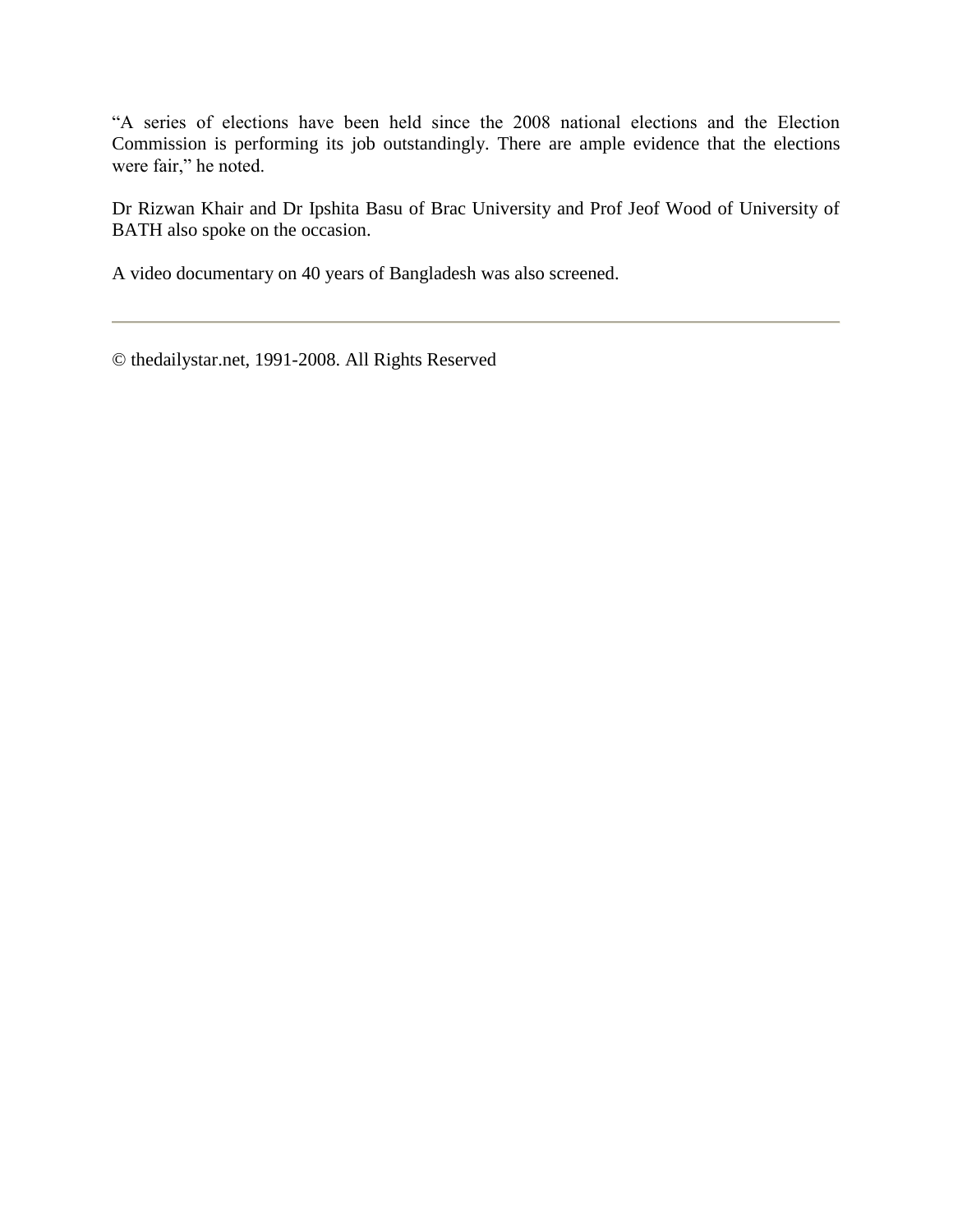"A series of elections have been held since the 2008 national elections and the Election Commission is performing its job outstandingly. There are ample evidence that the elections were fair," he noted.

Dr Rizwan Khair and Dr Ipshita Basu of Brac University and Prof Jeof Wood of University of BATH also spoke on the occasion.

A video documentary on 40 years of Bangladesh was also screened.

---

© thedailystar.net, 1991-2008. All Rights Reserved